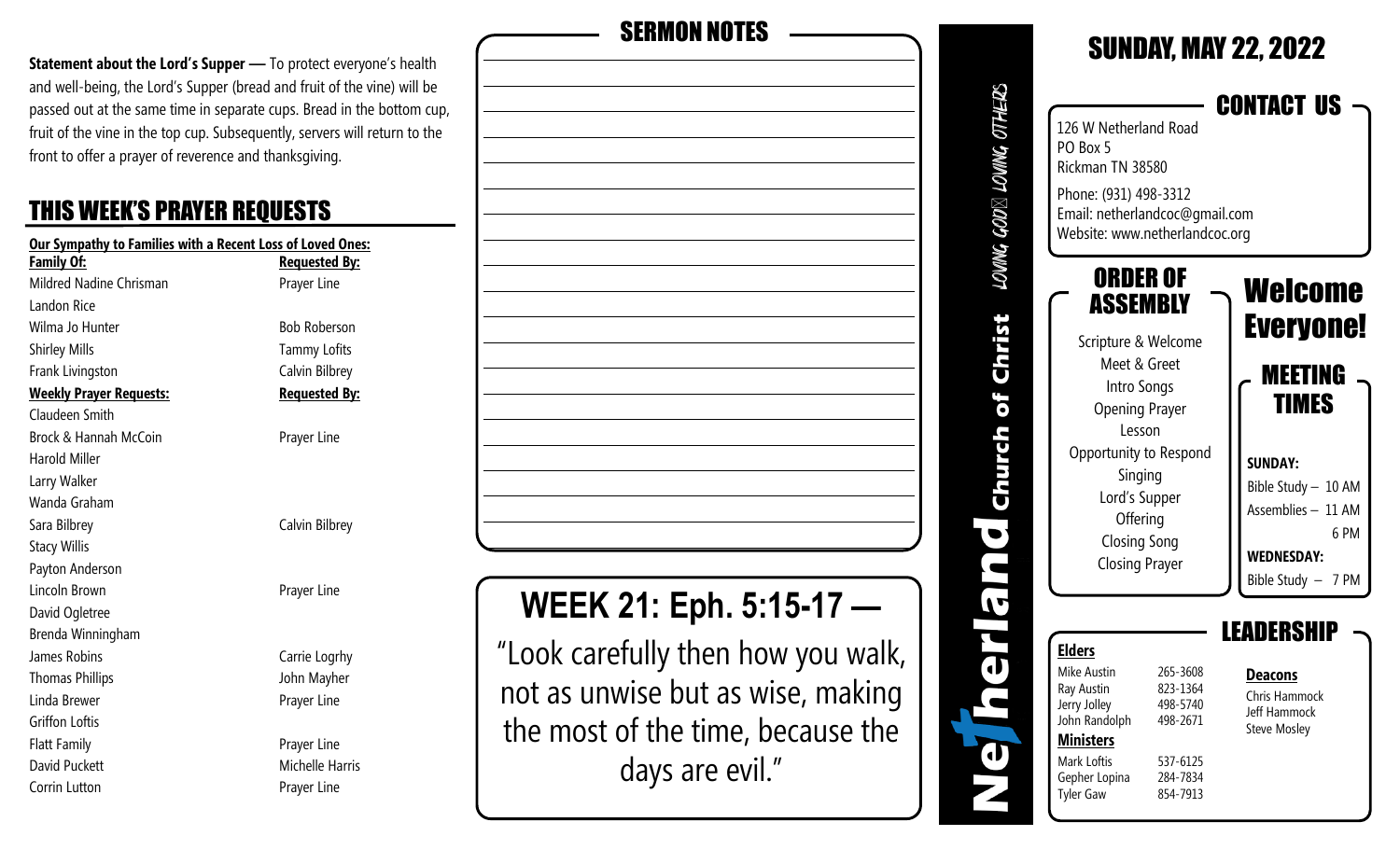**Statement about the Lord's Supper —** To protect everyone's health and well-being, the Lord's Supper (bread and fruit of the vine) will be passed out at the same time in separate cups. Bread in the bottom cup, fruit of the vine in the top cup. Subsequently, servers will return to the front to offer a prayer of reverence and thanksgiving.

## THIS WEEK'S PRAYER REQUESTS

**Our Sympathy to Families with a Recent Loss of Loved Ones:**

| Family Of: | Requested By: |
|---|---|
| Mildred Nadine Chrisman | Prayer Line |
| Landon Rice | |
| Wilma Jo Hunter | Bob Roberson |
| Shirley Mills | Tammy Lofits |
| Frank Livingston | Calvin Bilbrey |

| Weekly Prayer Requests: | Requested By: |
|---|---|
| Claudeen Smith | |
| Brock & Hannah McCoin | Prayer Line |
| Harold Miller | |
| Larry Walker | |
| Wanda Graham | |
| Sara Bilbrey | Calvin Bilbrey |
| Stacy Willis | |
| Payton Anderson | |
| Lincoln Brown | Prayer Line |
| David Ogletree | |
| Brenda Winningham | |
| James Robins | Carrie Logrhy |
| Thomas Phillips | John Mayher |
| Linda Brewer | Prayer Line |
| Griffon Loftis | |
| Flatt Family | Prayer Line |
| David Puckett | Michelle Harris |
| Corrin Lutton | Prayer Line |

## SERMON NOTES

## WEEK 21: Eph. 5:15-17 —

"Look carefully then how you walk, not as unwise but as wise, making the most of the time, because the days are evil."

**Netherland Church of Christ** — LOVING GOD, LOVING OTHERS

# SUNDAY, MAY 22, 2022

## CONTACT US

126 W Netherland Road
PO Box 5
Rickman TN 38580

Phone: (931) 498-3312
Email: netherlandcoc@gmail.com
Website: www.netherlandcoc.org

## ORDER OF ASSEMBLY

Scripture & Welcome
Meet & Greet
Intro Songs
Opening Prayer
Lesson
Opportunity to Respond
Singing
Lord's Supper
Offering
Closing Song
Closing Prayer

## Welcome Everyone!

## MEETING TIMES

**SUNDAY:**
Bible Study – 10 AM
Assemblies – 11 AM
6 PM

**WEDNESDAY:**
Bible Study – 7 PM

## LEADERSHIP

**Elders**

| Name | Phone |
|---|---|
| Mike Austin | 265-3608 |
| Ray Austin | 823-1364 |
| Jerry Jolley | 498-5740 |
| John Randolph | 498-2671 |

**Ministers**

| Name | Phone |
|---|---|
| Mark Loftis | 537-6125 |
| Gepher Lopina | 284-7834 |
| Tyler Gaw | 854-7913 |

**Deacons**

Chris Hammock
Jeff Hammock
Steve Mosley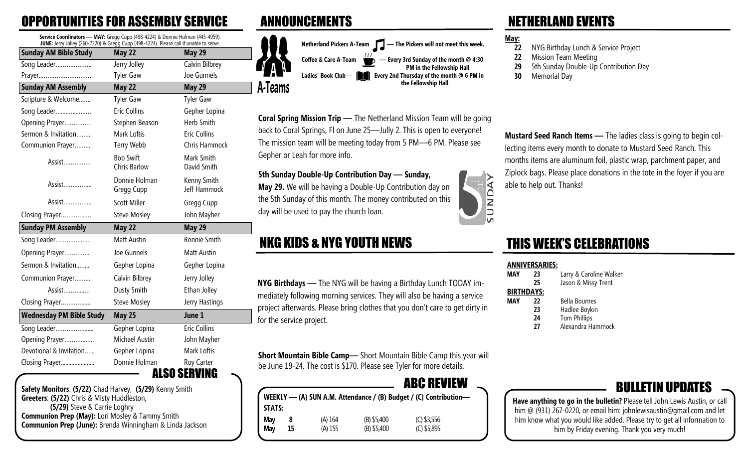# OPPORTUNITIES FOR ASSEMBLY SERVICE

**Service Coordinators — MAY:** Gregg Cupp (498-4224) & Donnie Holman (445-4959).
**JUNE:** Jerry Jolley (260-7220) & Gregg Cupp (498-4224). Please call if unable to serve.

| Sunday AM Bible Study | May 22 | May 29 |
|---|---|---|
| Song Leader……………….. | Jerry Jolley | Calvin Bilbrey |
| Prayer……………………… | Tyler Gaw | Joe Gunnels |
| **Sunday AM Assembly** | **May 22** | **May 29** |
| Scripture & Welcome……. | Tyler Gaw | Tyler Gaw |
| Song Leader……………… | Eric Collins | Gepher Lopina |
| Opening Prayer…………… | Stephen Beason | Herb Smith |
| Sermon & Invitation…….. | Mark Loftis | Eric Collins |
| Communion Prayer……… | Terry Webb | Chris Hammock |
| Assist…………… | Bob Swift<br>Chris Barlow | Mark Smith<br>David Smith |
| Assist……………. | Donnie Holman<br>Gregg Cupp | Kenny Smith<br>Jeff Hammock |
| Assist……………. | Scott Miller | Gregg Cupp |
| Closing Prayer…………….. | Steve Mosley | John Mayher |
| **Sunday PM Assembly** | **May 22** | **May 29** |
| Song Leader……………… | Matt Austin | Ronnie Smith |
| Opening Prayer………….. | Joe Gunnels | Matt Austin |
| Sermon & Invitation…….. | Gepher Lopina | Gepher Lopina |
| Communion Prayer……… | Calvin Bilbrey | Jerry Jolley |
| Assist………….. | Dusty Smith | Ethan Jolley |
| Closing Prayer…………… | Steve Mosley | Jerry Hastings |
| **Wednesday PM Bible Study** | **May 25** | **June 1** |
| Song Leader………………. | Gepher Lopina | Eric Collins |
| Opening Prayer…………… | Michael Austin | John Mayher |
| Devotional & Invitation…… | Gepher Lopina | Mark Loftis |
| Closing Prayer……………. | Donnie Holman | Roy Carter |

## ALSO SERVING

**Safety Monitors**: **(5/22)** Chad Harvey, **(5/29)** Kenny Smith
**Greeters**: **(5/22)** Chris & Misty Huddleston,
**(5/29)** Steve & Carrie Loghry
**Communion Prep (May):** Lori Mosley & Tammy Smith
**Communion Prep (June):** Brenda Winningham & Linda Jackson

# ANNOUNCEMENTS

A-Teams

**Netherland Pickers A-Team — The Pickers will not meet this week.**
**Coffee & Care A-Team — Every 3rd Sunday of the month @ 4:30 PM in the Fellowship Hall**
**Ladies' Book Club -- Every 2nd Thursday of the month @ 6 PM in the Fellowship Hall**

**Coral Spring Mission Trip —** The Netherland Mission Team will be going back to Coral Springs, Fl on June 25—Jully 2. This is open to everyone! The mission team will be meeting today from 5 PM—6 PM. Please see Gepher or Leah for more info.

**5th Sunday Double-Up Contribution Day — Sunday, May 29.** We will be having a Double-Up Contribution day on the 5th Sunday of this month. The money contributed on this day will be used to pay the church loan.

# NKG KIDS & NYG YOUTH NEWS

**NYG Birthdays —** The NYG will be having a Birthday Lunch TODAY immediately following morning services. They will also be having a service project afterwards. Please bring clothes that you don't care to get dirty in for the service project.

**Short Mountain Bible Camp—** Short Mountain Bible Camp this year will be June 19-24. The cost is $170. Please see Tyler for more details.

## ABC REVIEW

**WEEKLY — (A) SUN A.M. Attendance / (B) Budget / (C) Contribution— STATS:**

| | | | | |
|---|---|---|---|---|
| **May** | **8** | (A) 164 | (B) $5,400 | (C) $3,556 |
| **May** | **15** | (A) 155 | (B) $5,400 | (C) $5,895 |

# NETHERLAND EVENTS

**May:**
- **22** NYG Birthday Lunch & Service Project
- **22** Mission Team Meeting
- **29** 5th Sunday Double-Up Contribution Day
- **30** Memorial Day

**Mustard Seed Ranch Items —** The ladies class is going to begin collecting items every month to donate to Mustard Seed Ranch. This months items are aluminum foil, plastic wrap, parchment paper, and Ziplock bags. Please place donations in the tote in the foyer if you are able to help out. Thanks!

# THIS WEEK'S CELEBRATIONS

**ANNIVERSARIES:**

| | | |
|---|---|---|
| **MAY** | **23** | Larry & Caroline Walker |
| | **25** | Jason & Missy Trent |

**BIRTHDAYS:**

| | | |
|---|---|---|
| **MAY** | **22** | Bella Bournes |
| | **23** | Hadlee Boykin |
| | **24** | Tom Phillips |
| | **27** | Alexandra Hammock |

## BULLETIN UPDATES

**Have anything to go in the bulletin?** Please tell John Lewis Austin, or call him @ (931) 267-0220, or email him: johnlewisaustin@gmail.com and let him know what you would like added. Please try to get all information to him by Friday evening. Thank you very much!